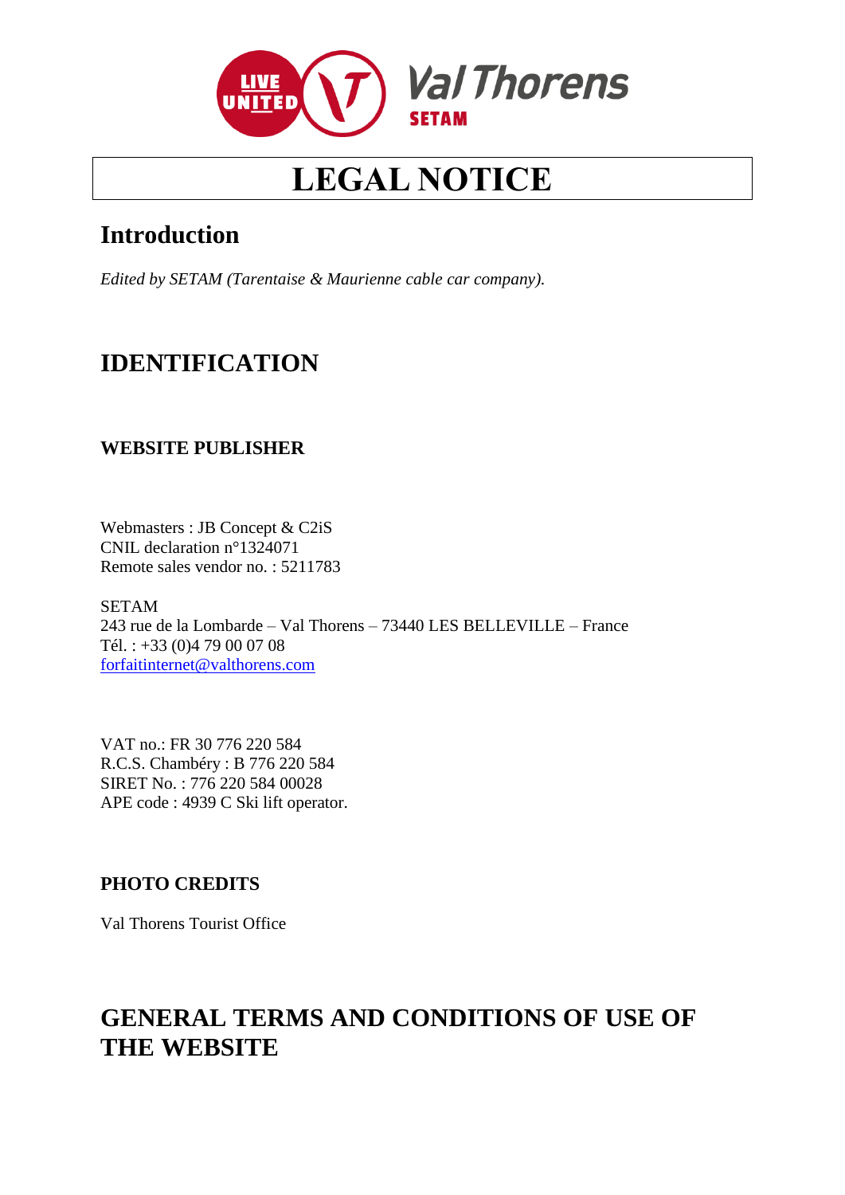# LEGAL NOTICE

## Introduction

*Edited by SETAM (Tarentaise & Maurienne cable car company).*

## IDENTIFICATION

### WEBSITE PUBLISHER

Webmasters : JB Concept & C2iS
CNIL declaration n°1324071
Remote sales vendor no. : 5211783

SETAM
243 rue de la Lombarde – Val Thorens – 73440 LES BELLEVILLE – France
Tél. : +33 (0)4 79 00 07 08
forfaitinternet@valthorens.com

VAT no.: FR 30 776 220 584
R.C.S. Chambéry : B 776 220 584
SIRET No. : 776 220 584 00028
APE code : 4939 C Ski lift operator.

### PHOTO CREDITS

Val Thorens Tourist Office

## GENERAL TERMS AND CONDITIONS OF USE OF THE WEBSITE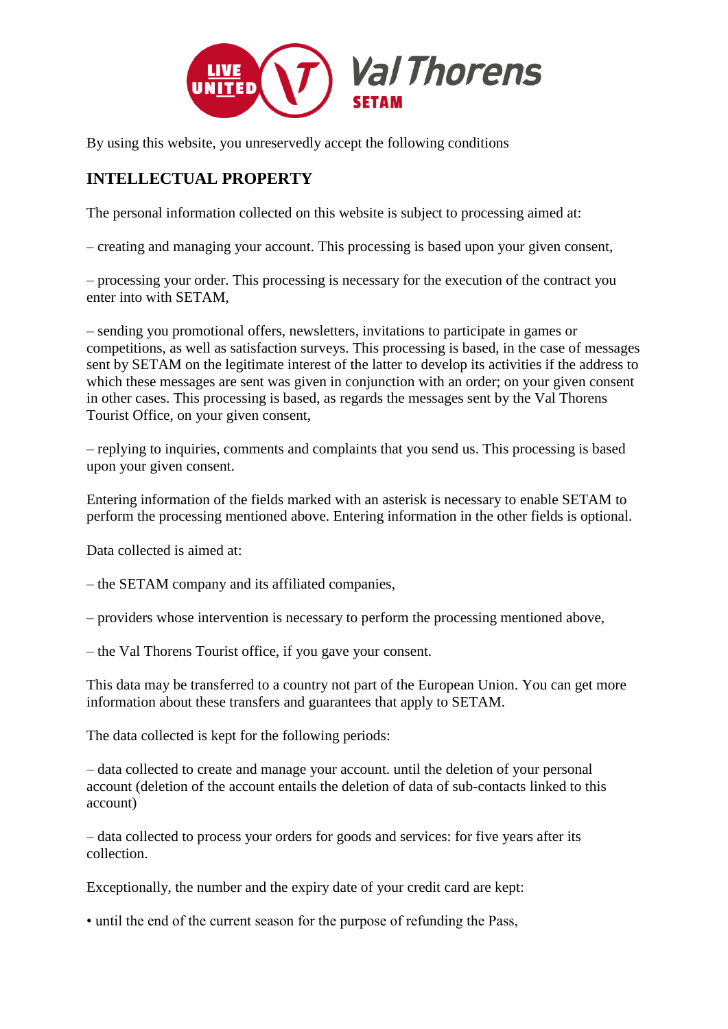By using this website, you unreservedly accept the following conditions

## INTELLECTUAL PROPERTY

The personal information collected on this website is subject to processing aimed at:

– creating and managing your account. This processing is based upon your given consent,

– processing your order. This processing is necessary for the execution of the contract you enter into with SETAM,

– sending you promotional offers, newsletters, invitations to participate in games or competitions, as well as satisfaction surveys. This processing is based, in the case of messages sent by SETAM on the legitimate interest of the latter to develop its activities if the address to which these messages are sent was given in conjunction with an order; on your given consent in other cases. This processing is based, as regards the messages sent by the Val Thorens Tourist Office, on your given consent,

– replying to inquiries, comments and complaints that you send us. This processing is based upon your given consent.

Entering information of the fields marked with an asterisk is necessary to enable SETAM to perform the processing mentioned above. Entering information in the other fields is optional.

Data collected is aimed at:

– the SETAM company and its affiliated companies,

– providers whose intervention is necessary to perform the processing mentioned above,

– the Val Thorens Tourist office, if you gave your consent.

This data may be transferred to a country not part of the European Union. You can get more information about these transfers and guarantees that apply to SETAM.

The data collected is kept for the following periods:

– data collected to create and manage your account. until the deletion of your personal account (deletion of the account entails the deletion of data of sub-contacts linked to this account)

– data collected to process your orders for goods and services: for five years after its collection.

Exceptionally, the number and the expiry date of your credit card are kept:

• until the end of the current season for the purpose of refunding the Pass,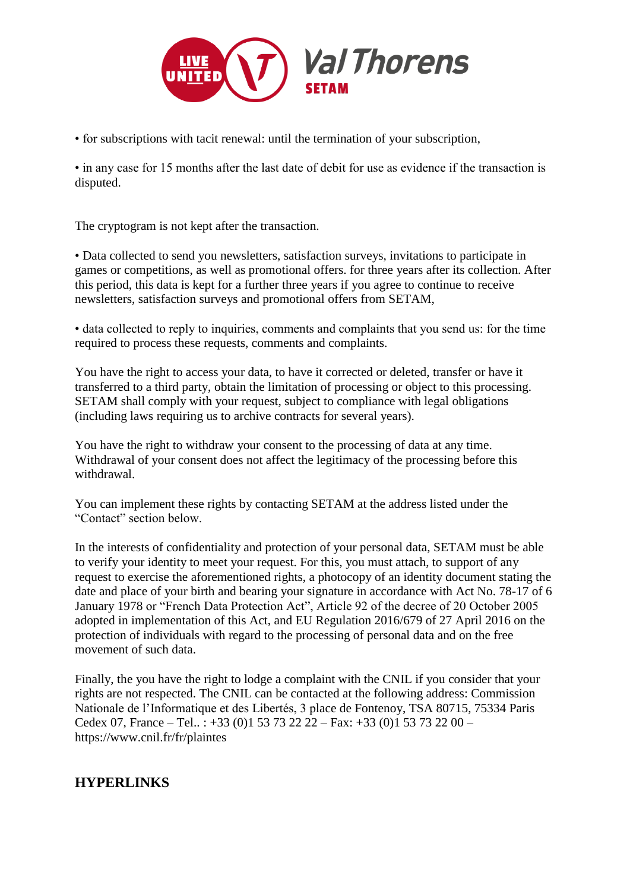• for subscriptions with tacit renewal: until the termination of your subscription,

• in any case for 15 months after the last date of debit for use as evidence if the transaction is disputed.

The cryptogram is not kept after the transaction.

• Data collected to send you newsletters, satisfaction surveys, invitations to participate in games or competitions, as well as promotional offers. for three years after its collection. After this period, this data is kept for a further three years if you agree to continue to receive newsletters, satisfaction surveys and promotional offers from SETAM,

• data collected to reply to inquiries, comments and complaints that you send us: for the time required to process these requests, comments and complaints.

You have the right to access your data, to have it corrected or deleted, transfer or have it transferred to a third party, obtain the limitation of processing or object to this processing. SETAM shall comply with your request, subject to compliance with legal obligations (including laws requiring us to archive contracts for several years).

You have the right to withdraw your consent to the processing of data at any time. Withdrawal of your consent does not affect the legitimacy of the processing before this withdrawal.

You can implement these rights by contacting SETAM at the address listed under the "Contact" section below.

In the interests of confidentiality and protection of your personal data, SETAM must be able to verify your identity to meet your request. For this, you must attach, to support of any request to exercise the aforementioned rights, a photocopy of an identity document stating the date and place of your birth and bearing your signature in accordance with Act No. 78-17 of 6 January 1978 or "French Data Protection Act", Article 92 of the decree of 20 October 2005 adopted in implementation of this Act, and EU Regulation 2016/679 of 27 April 2016 on the protection of individuals with regard to the processing of personal data and on the free movement of such data.

Finally, the you have the right to lodge a complaint with the CNIL if you consider that your rights are not respected. The CNIL can be contacted at the following address: Commission Nationale de l'Informatique et des Libertés, 3 place de Fontenoy, TSA 80715, 75334 Paris Cedex 07, France – Tel.. : +33 (0)1 53 73 22 22 – Fax: +33 (0)1 53 73 22 00 – https://www.cnil.fr/fr/plaintes

## HYPERLINKS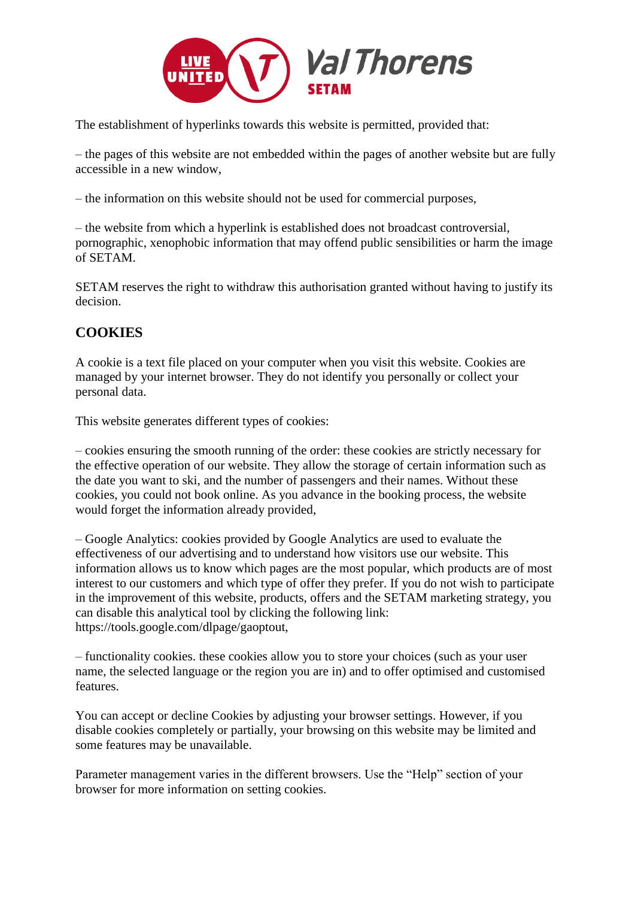The establishment of hyperlinks towards this website is permitted, provided that:

– the pages of this website are not embedded within the pages of another website but are fully accessible in a new window,

– the information on this website should not be used for commercial purposes,

– the website from which a hyperlink is established does not broadcast controversial, pornographic, xenophobic information that may offend public sensibilities or harm the image of SETAM.

SETAM reserves the right to withdraw this authorisation granted without having to justify its decision.

## COOKIES

A cookie is a text file placed on your computer when you visit this website. Cookies are managed by your internet browser. They do not identify you personally or collect your personal data.

This website generates different types of cookies:

– cookies ensuring the smooth running of the order: these cookies are strictly necessary for the effective operation of our website. They allow the storage of certain information such as the date you want to ski, and the number of passengers and their names. Without these cookies, you could not book online. As you advance in the booking process, the website would forget the information already provided,

– Google Analytics: cookies provided by Google Analytics are used to evaluate the effectiveness of our advertising and to understand how visitors use our website. This information allows us to know which pages are the most popular, which products are of most interest to our customers and which type of offer they prefer. If you do not wish to participate in the improvement of this website, products, offers and the SETAM marketing strategy, you can disable this analytical tool by clicking the following link: https://tools.google.com/dlpage/gaoptout,

– functionality cookies. these cookies allow you to store your choices (such as your user name, the selected language or the region you are in) and to offer optimised and customised features.

You can accept or decline Cookies by adjusting your browser settings. However, if you disable cookies completely or partially, your browsing on this website may be limited and some features may be unavailable.

Parameter management varies in the different browsers. Use the “Help” section of your browser for more information on setting cookies.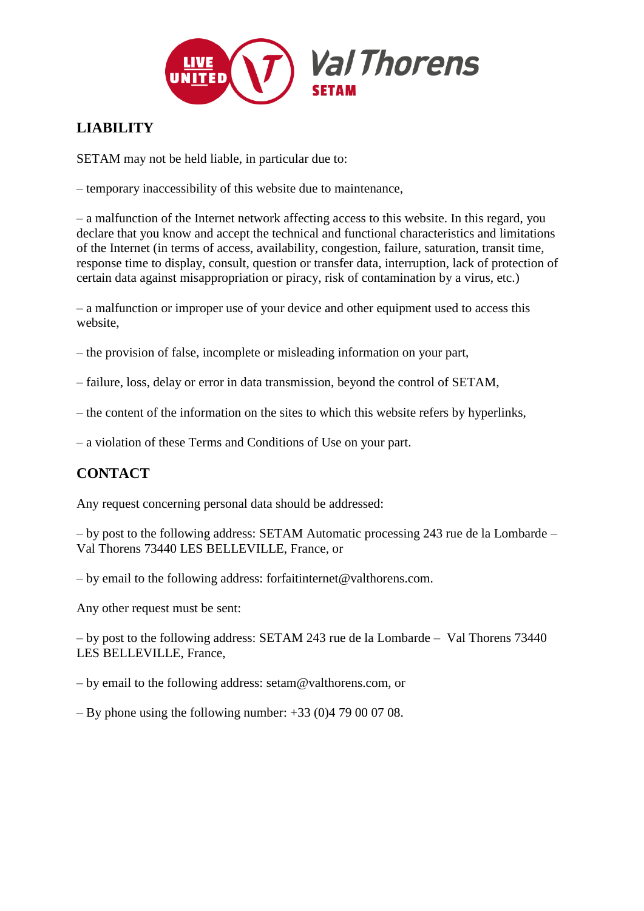## LIABILITY

SETAM may not be held liable, in particular due to:

– temporary inaccessibility of this website due to maintenance,

– a malfunction of the Internet network affecting access to this website. In this regard, you declare that you know and accept the technical and functional characteristics and limitations of the Internet (in terms of access, availability, congestion, failure, saturation, transit time, response time to display, consult, question or transfer data, interruption, lack of protection of certain data against misappropriation or piracy, risk of contamination by a virus, etc.)

– a malfunction or improper use of your device and other equipment used to access this website,

– the provision of false, incomplete or misleading information on your part,

– failure, loss, delay or error in data transmission, beyond the control of SETAM,

– the content of the information on the sites to which this website refers by hyperlinks,

– a violation of these Terms and Conditions of Use on your part.

## CONTACT

Any request concerning personal data should be addressed:

– by post to the following address: SETAM Automatic processing 243 rue de la Lombarde – Val Thorens 73440 LES BELLEVILLE, France, or

– by email to the following address: forfaitinternet@valthorens.com.

Any other request must be sent:

– by post to the following address: SETAM 243 rue de la Lombarde – Val Thorens 73440 LES BELLEVILLE, France,

– by email to the following address: setam@valthorens.com, or

– By phone using the following number: +33 (0)4 79 00 07 08.